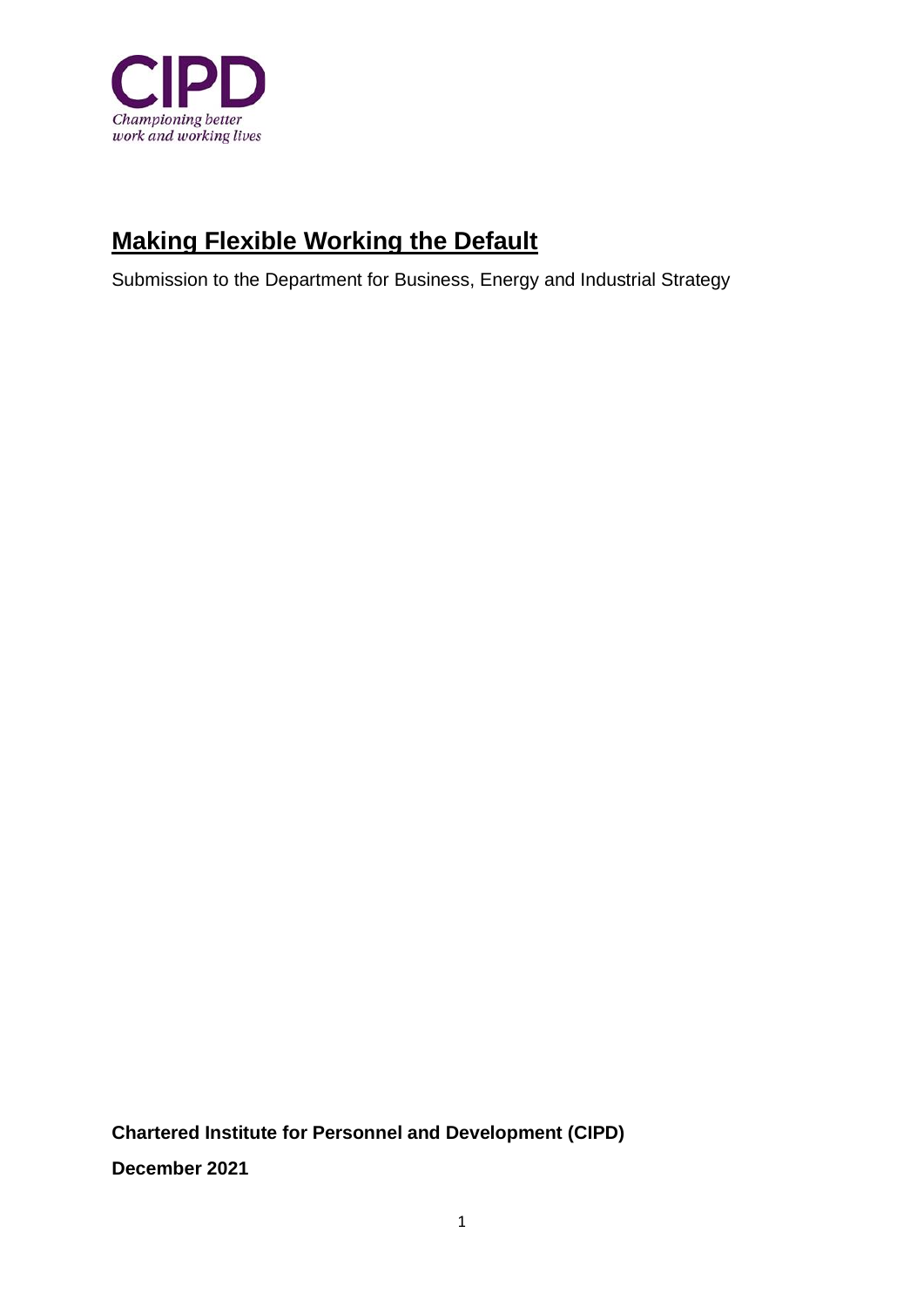CIPD

*Championing better work and working lives*

# Making Flexible Working the Default

Submission to the Department for Business, Energy and Industrial Strategy

**Chartered Institute for Personnel and Development (CIPD)**

**December 2021**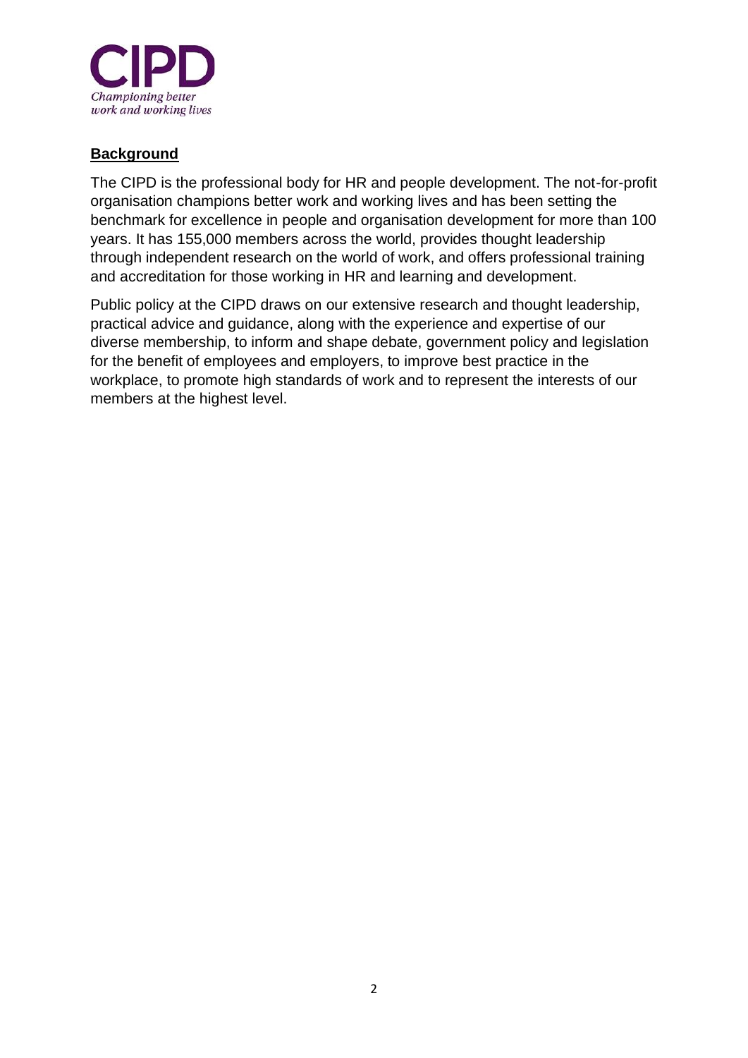**Background**

The CIPD is the professional body for HR and people development. The not-for-profit organisation champions better work and working lives and has been setting the benchmark for excellence in people and organisation development for more than 100 years. It has 155,000 members across the world, provides thought leadership through independent research on the world of work, and offers professional training and accreditation for those working in HR and learning and development.

Public policy at the CIPD draws on our extensive research and thought leadership, practical advice and guidance, along with the experience and expertise of our diverse membership, to inform and shape debate, government policy and legislation for the benefit of employees and employers, to improve best practice in the workplace, to promote high standards of work and to represent the interests of our members at the highest level.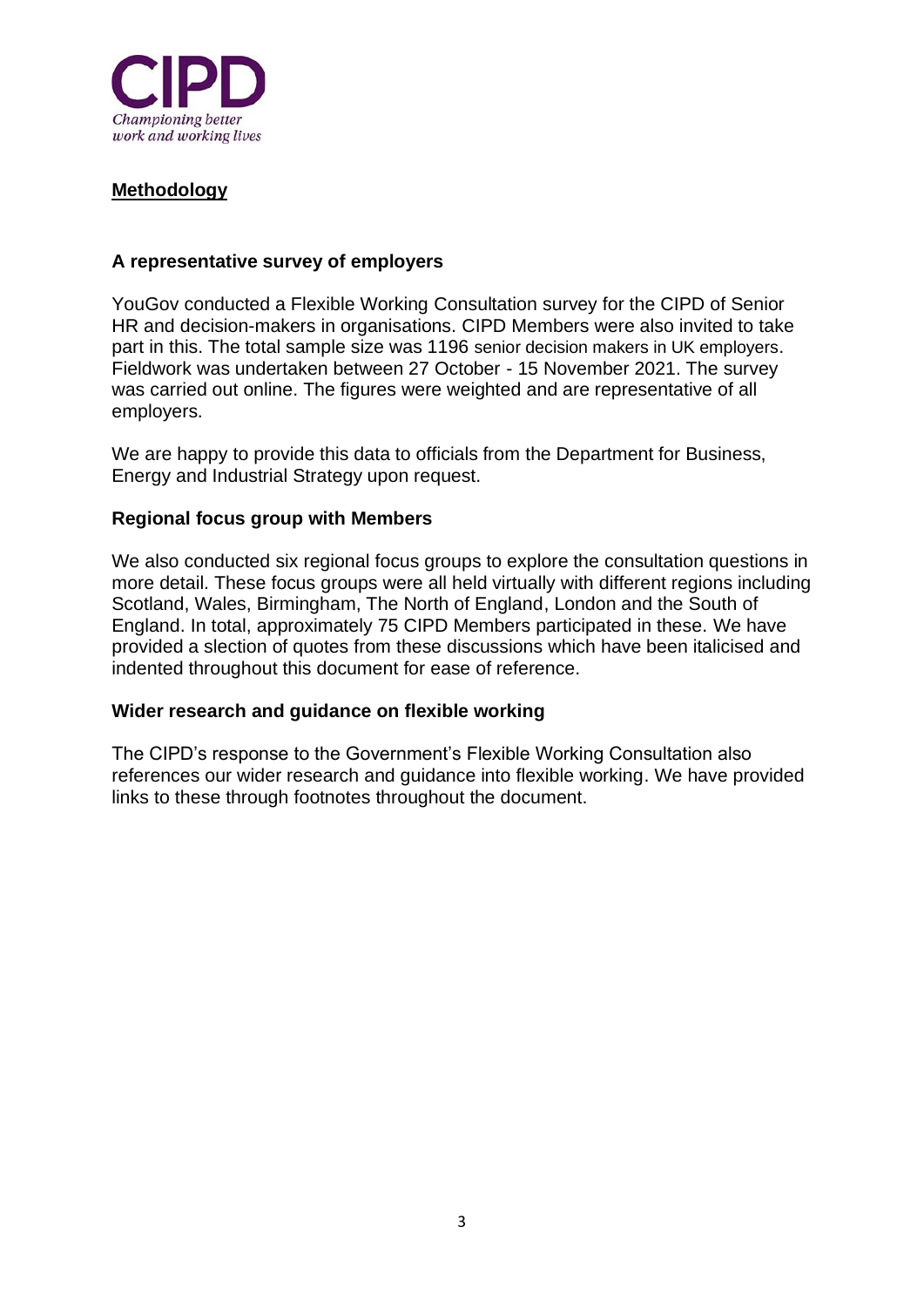## Methodology

### A representative survey of employers

YouGov conducted a Flexible Working Consultation survey for the CIPD of Senior HR and decision-makers in organisations. CIPD Members were also invited to take part in this. The total sample size was 1196 senior decision makers in UK employers. Fieldwork was undertaken between 27 October - 15 November 2021. The survey was carried out online. The figures were weighted and are representative of all employers.

We are happy to provide this data to officials from the Department for Business, Energy and Industrial Strategy upon request.

### Regional focus group with Members

We also conducted six regional focus groups to explore the consultation questions in more detail. These focus groups were all held virtually with different regions including Scotland, Wales, Birmingham, The North of England, London and the South of England. In total, approximately 75 CIPD Members participated in these. We have provided a slection of quotes from these discussions which have been italicised and indented throughout this document for ease of reference.

### Wider research and guidance on flexible working

The CIPD's response to the Government's Flexible Working Consultation also references our wider research and guidance into flexible working. We have provided links to these through footnotes throughout the document.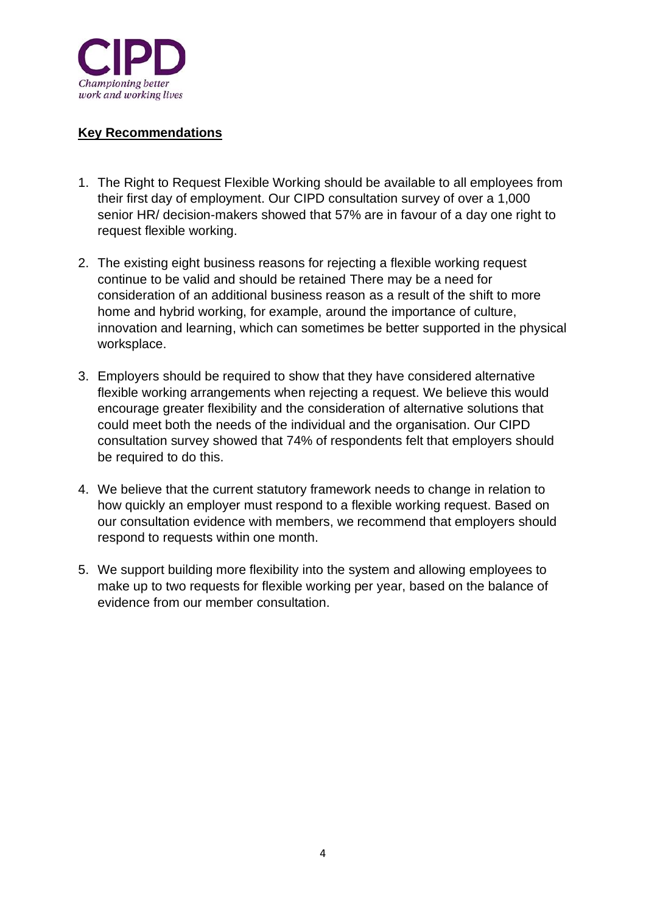## Key Recommendations

1. The Right to Request Flexible Working should be available to all employees from their first day of employment. Our CIPD consultation survey of over a 1,000 senior HR/ decision-makers showed that 57% are in favour of a day one right to request flexible working.

2. The existing eight business reasons for rejecting a flexible working request continue to be valid and should be retained There may be a need for consideration of an additional business reason as a result of the shift to more home and hybrid working, for example, around the importance of culture, innovation and learning, which can sometimes be better supported in the physical workspace.

3. Employers should be required to show that they have considered alternative flexible working arrangements when rejecting a request. We believe this would encourage greater flexibility and the consideration of alternative solutions that could meet both the needs of the individual and the organisation. Our CIPD consultation survey showed that 74% of respondents felt that employers should be required to do this.

4. We believe that the current statutory framework needs to change in relation to how quickly an employer must respond to a flexible working request. Based on our consultation evidence with members, we recommend that employers should respond to requests within one month.

5. We support building more flexibility into the system and allowing employees to make up to two requests for flexible working per year, based on the balance of evidence from our member consultation.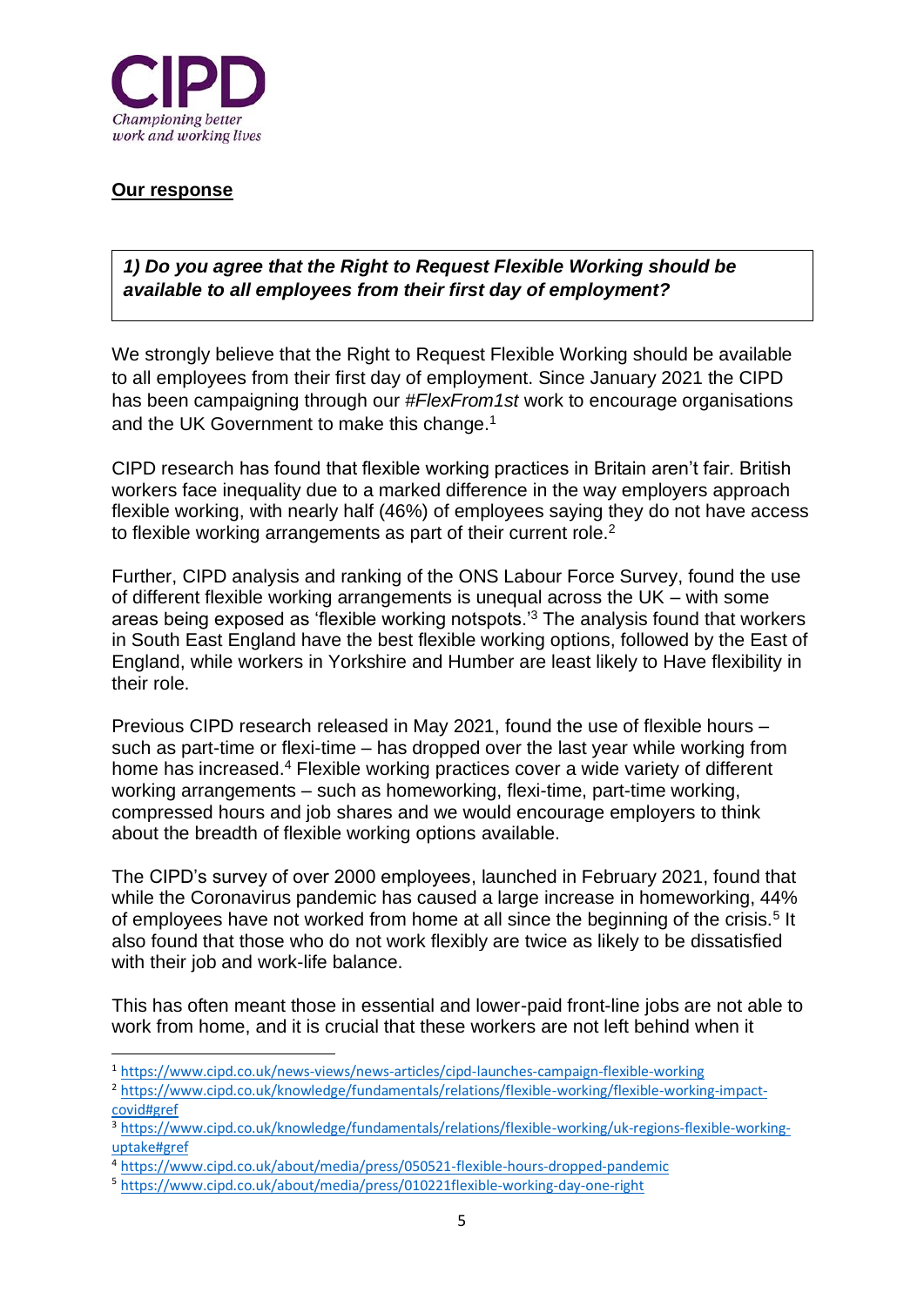CIPD

*Championing better work and working lives*

**Our response**

***1) Do you agree that the Right to Request Flexible Working should be available to all employees from their first day of employment?***

We strongly believe that the Right to Request Flexible Working should be available to all employees from their first day of employment. Since January 2021 the CIPD has been campaigning through our *#FlexFrom1st* work to encourage organisations and the UK Government to make this change.[1]

CIPD research has found that flexible working practices in Britain aren't fair. British workers face inequality due to a marked difference in the way employers approach flexible working, with nearly half (46%) of employees saying they do not have access to flexible working arrangements as part of their current role.[2]

Further, CIPD analysis and ranking of the ONS Labour Force Survey, found the use of different flexible working arrangements is unequal across the UK – with some areas being exposed as 'flexible working notspots.'[3] The analysis found that workers in South East England have the best flexible working options, followed by the East of England, while workers in Yorkshire and Humber are least likely to Have flexibility in their role.

Previous CIPD research released in May 2021, found the use of flexible hours – such as part-time or flexi-time – has dropped over the last year while working from home has increased.[4] Flexible working practices cover a wide variety of different working arrangements – such as homeworking, flexi-time, part-time working, compressed hours and job shares and we would encourage employers to think about the breadth of flexible working options available.

The CIPD's survey of over 2000 employees, launched in February 2021, found that while the Coronavirus pandemic has caused a large increase in homeworking, 44% of employees have not worked from home at all since the beginning of the crisis.[5] It also found that those who do not work flexibly are twice as likely to be dissatisfied with their job and work-life balance.

This has often meant those in essential and lower-paid front-line jobs are not able to work from home, and it is crucial that these workers are not left behind when it

---

[1] https://www.cipd.co.uk/news-views/news-articles/cipd-launches-campaign-flexible-working

[2] https://www.cipd.co.uk/knowledge/fundamentals/relations/flexible-working/flexible-working-impact-covid#gref

[3] https://www.cipd.co.uk/knowledge/fundamentals/relations/flexible-working/uk-regions-flexible-working-uptake#gref

[4] https://www.cipd.co.uk/about/media/press/050521-flexible-hours-dropped-pandemic

[5] https://www.cipd.co.uk/about/media/press/010221flexible-working-day-one-right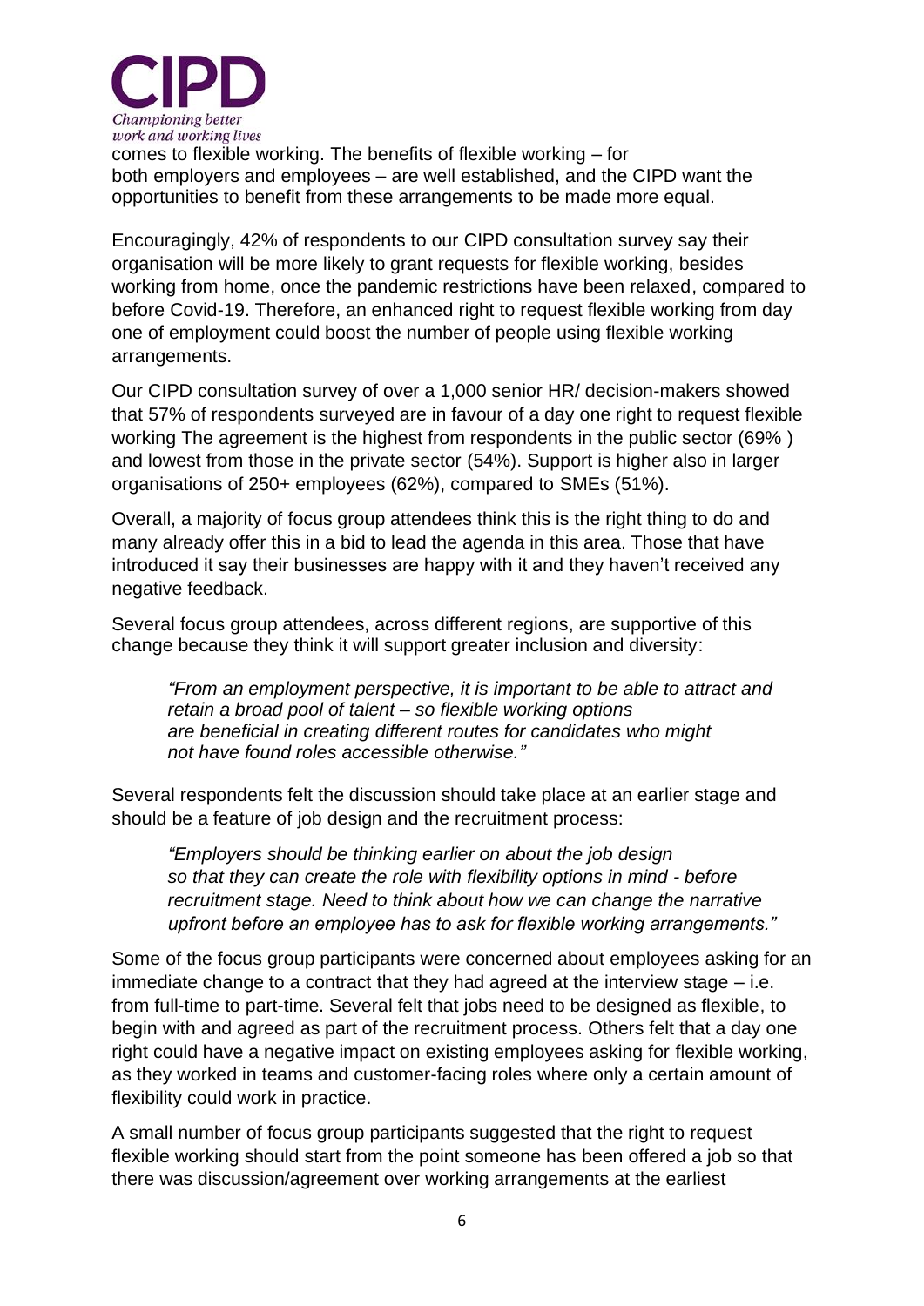comes to flexible working. The benefits of flexible working – for both employers and employees – are well established, and the CIPD want the opportunities to benefit from these arrangements to be made more equal.

Encouragingly, 42% of respondents to our CIPD consultation survey say their organisation will be more likely to grant requests for flexible working, besides working from home, once the pandemic restrictions have been relaxed, compared to before Covid-19. Therefore, an enhanced right to request flexible working from day one of employment could boost the number of people using flexible working arrangements.

Our CIPD consultation survey of over a 1,000 senior HR/ decision-makers showed that 57% of respondents surveyed are in favour of a day one right to request flexible working The agreement is the highest from respondents in the public sector (69% ) and lowest from those in the private sector (54%). Support is higher also in larger organisations of 250+ employees (62%), compared to SMEs (51%).

Overall, a majority of focus group attendees think this is the right thing to do and many already offer this in a bid to lead the agenda in this area. Those that have introduced it say their businesses are happy with it and they haven't received any negative feedback.

Several focus group attendees, across different regions, are supportive of this change because they think it will support greater inclusion and diversity:

> *"From an employment perspective, it is important to be able to attract and retain a broad pool of talent – so flexible working options are beneficial in creating different routes for candidates who might not have found roles accessible otherwise."*

Several respondents felt the discussion should take place at an earlier stage and should be a feature of job design and the recruitment process:

> *"Employers should be thinking earlier on about the job design so that they can create the role with flexibility options in mind - before recruitment stage. Need to think about how we can change the narrative upfront before an employee has to ask for flexible working arrangements."*

Some of the focus group participants were concerned about employees asking for an immediate change to a contract that they had agreed at the interview stage – i.e. from full-time to part-time. Several felt that jobs need to be designed as flexible, to begin with and agreed as part of the recruitment process. Others felt that a day one right could have a negative impact on existing employees asking for flexible working, as they worked in teams and customer-facing roles where only a certain amount of flexibility could work in practice.

A small number of focus group participants suggested that the right to request flexible working should start from the point someone has been offered a job so that there was discussion/agreement over working arrangements at the earliest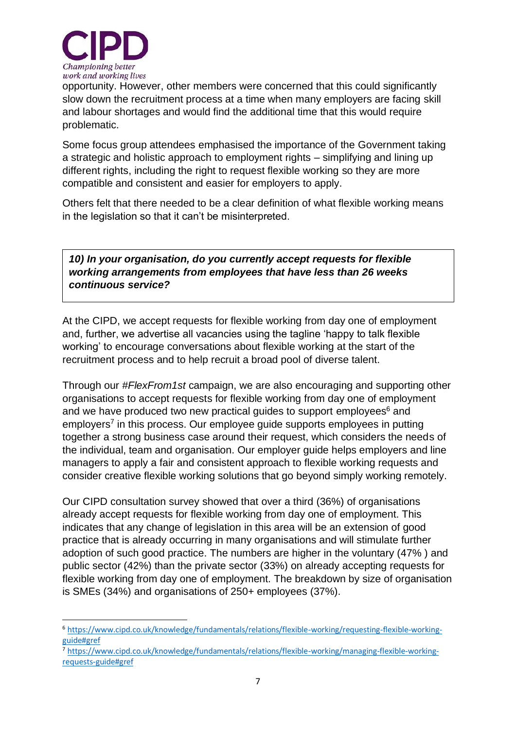opportunity. However, other members were concerned that this could significantly slow down the recruitment process at a time when many employers are facing skill and labour shortages and would find the additional time that this would require problematic.

Some focus group attendees emphasised the importance of the Government taking a strategic and holistic approach to employment rights – simplifying and lining up different rights, including the right to request flexible working so they are more compatible and consistent and easier for employers to apply.

Others felt that there needed to be a clear definition of what flexible working means in the legislation so that it can't be misinterpreted.

***10) In your organisation, do you currently accept requests for flexible working arrangements from employees that have less than 26 weeks continuous service?***

At the CIPD, we accept requests for flexible working from day one of employment and, further, we advertise all vacancies using the tagline 'happy to talk flexible working' to encourage conversations about flexible working at the start of the recruitment process and to help recruit a broad pool of diverse talent.

Through our *#FlexFrom1st* campaign, we are also encouraging and supporting other organisations to accept requests for flexible working from day one of employment and we have produced two new practical guides to support employees[6] and employers[7] in this process. Our employee guide supports employees in putting together a strong business case around their request, which considers the needs of the individual, team and organisation. Our employer guide helps employers and line managers to apply a fair and consistent approach to flexible working requests and consider creative flexible working solutions that go beyond simply working remotely.

Our CIPD consultation survey showed that over a third (36%) of organisations already accept requests for flexible working from day one of employment. This indicates that any change of legislation in this area will be an extension of good practice that is already occurring in many organisations and will stimulate further adoption of such good practice. The numbers are higher in the voluntary (47% ) and public sector (42%) than the private sector (33%) on already accepting requests for flexible working from day one of employment. The breakdown by size of organisation is SMEs (34%) and organisations of 250+ employees (37%).

---

[6] https://www.cipd.co.uk/knowledge/fundamentals/relations/flexible-working/requesting-flexible-working-guide#gref

[7] https://www.cipd.co.uk/knowledge/fundamentals/relations/flexible-working/managing-flexible-working-requests-guide#gref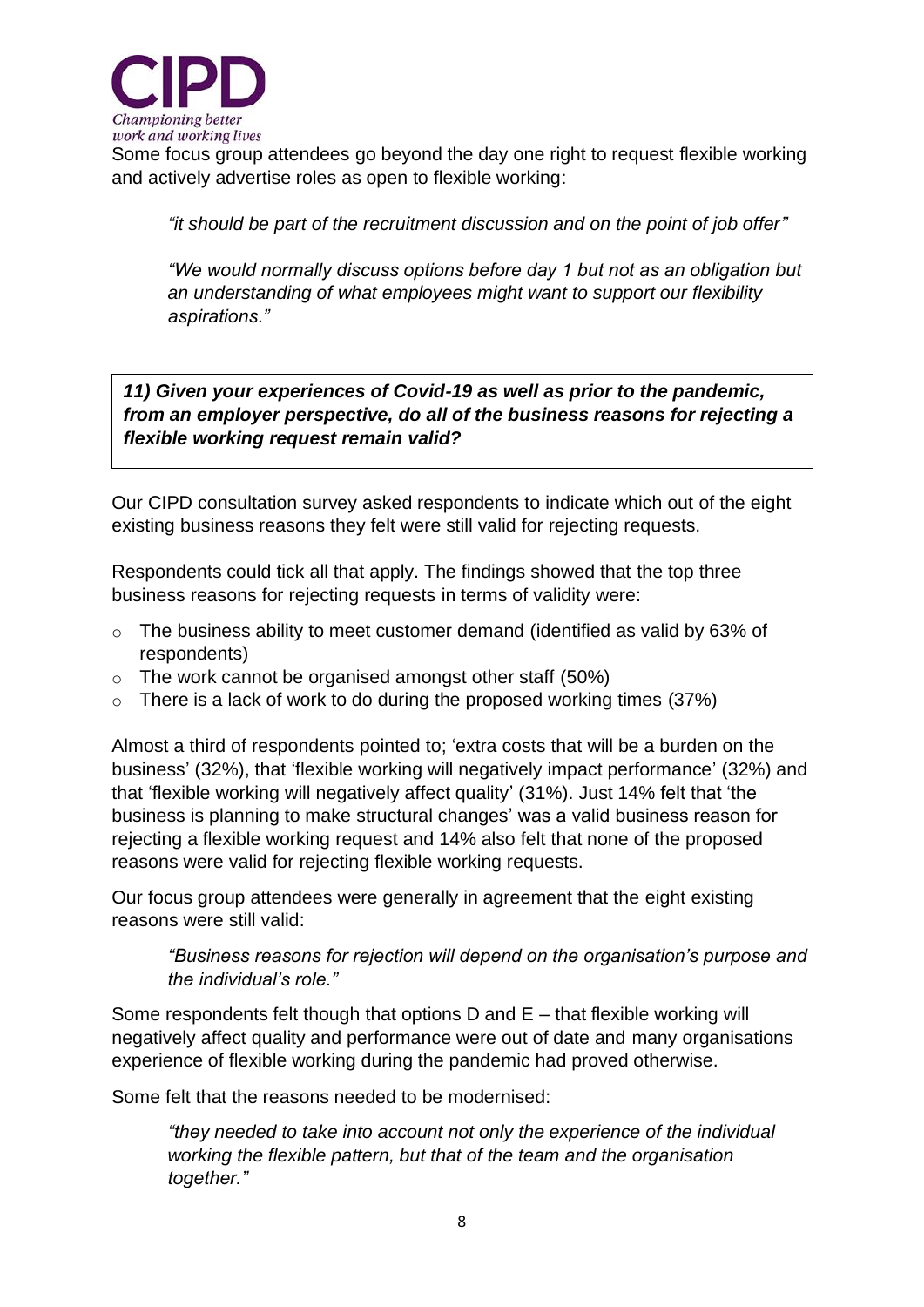Some focus group attendees go beyond the day one right to request flexible working and actively advertise roles as open to flexible working:

> *"it should be part of the recruitment discussion and on the point of job offer"*
>
> *"We would normally discuss options before day 1 but not as an obligation but an understanding of what employees might want to support our flexibility aspirations."*

**_11) Given your experiences of Covid-19 as well as prior to the pandemic, from an employer perspective, do all of the business reasons for rejecting a flexible working request remain valid?_**

Our CIPD consultation survey asked respondents to indicate which out of the eight existing business reasons they felt were still valid for rejecting requests.

Respondents could tick all that apply. The findings showed that the top three business reasons for rejecting requests in terms of validity were:

- The business ability to meet customer demand (identified as valid by 63% of respondents)
- The work cannot be organised amongst other staff (50%)
- There is a lack of work to do during the proposed working times (37%)

Almost a third of respondents pointed to; 'extra costs that will be a burden on the business' (32%), that 'flexible working will negatively impact performance' (32%) and that 'flexible working will negatively affect quality' (31%). Just 14% felt that 'the business is planning to make structural changes' was a valid business reason for rejecting a flexible working request and 14% also felt that none of the proposed reasons were valid for rejecting flexible working requests.

Our focus group attendees were generally in agreement that the eight existing reasons were still valid:

> *"Business reasons for rejection will depend on the organisation's purpose and the individual's role."*

Some respondents felt though that options D and E – that flexible working will negatively affect quality and performance were out of date and many organisations experience of flexible working during the pandemic had proved otherwise.

Some felt that the reasons needed to be modernised:

> *"they needed to take into account not only the experience of the individual working the flexible pattern, but that of the team and the organisation together."*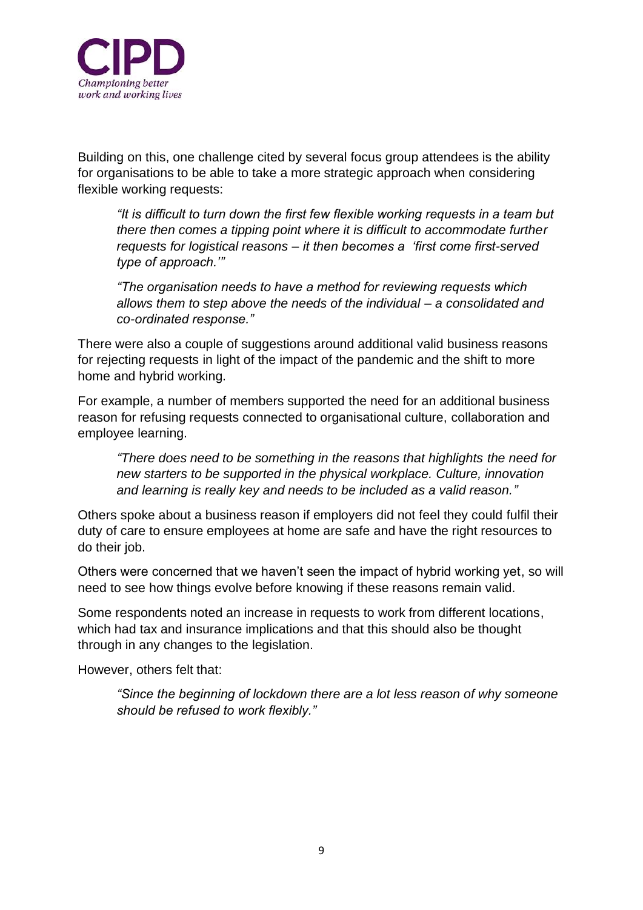Building on this, one challenge cited by several focus group attendees is the ability for organisations to be able to take a more strategic approach when considering flexible working requests:

> *"It is difficult to turn down the first few flexible working requests in a team but there then comes a tipping point where it is difficult to accommodate further requests for logistical reasons – it then becomes a 'first come first-served type of approach.'"*

> *"The organisation needs to have a method for reviewing requests which allows them to step above the needs of the individual – a consolidated and co-ordinated response."*

There were also a couple of suggestions around additional valid business reasons for rejecting requests in light of the impact of the pandemic and the shift to more home and hybrid working.

For example, a number of members supported the need for an additional business reason for refusing requests connected to organisational culture, collaboration and employee learning.

> *"There does need to be something in the reasons that highlights the need for new starters to be supported in the physical workplace. Culture, innovation and learning is really key and needs to be included as a valid reason."*

Others spoke about a business reason if employers did not feel they could fulfil their duty of care to ensure employees at home are safe and have the right resources to do their job.

Others were concerned that we haven't seen the impact of hybrid working yet, so will need to see how things evolve before knowing if these reasons remain valid.

Some respondents noted an increase in requests to work from different locations, which had tax and insurance implications and that this should also be thought through in any changes to the legislation.

However, others felt that:

> *"Since the beginning of lockdown there are a lot less reason of why someone should be refused to work flexibly."*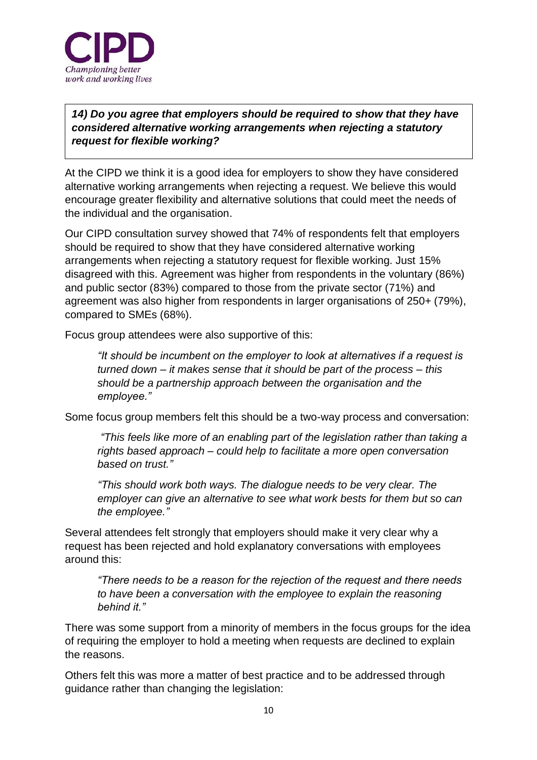***14) Do you agree that employers should be required to show that they have considered alternative working arrangements when rejecting a statutory request for flexible working?***

At the CIPD we think it is a good idea for employers to show they have considered alternative working arrangements when rejecting a request. We believe this would encourage greater flexibility and alternative solutions that could meet the needs of the individual and the organisation.

Our CIPD consultation survey showed that 74% of respondents felt that employers should be required to show that they have considered alternative working arrangements when rejecting a statutory request for flexible working. Just 15% disagreed with this. Agreement was higher from respondents in the voluntary (86%) and public sector (83%) compared to those from the private sector (71%) and agreement was also higher from respondents in larger organisations of 250+ (79%), compared to SMEs (68%).

Focus group attendees were also supportive of this:

> *"It should be incumbent on the employer to look at alternatives if a request is turned down – it makes sense that it should be part of the process – this should be a partnership approach between the organisation and the employee."*

Some focus group members felt this should be a two-way process and conversation:

> *"This feels like more of an enabling part of the legislation rather than taking a rights based approach – could help to facilitate a more open conversation based on trust."*

> *"This should work both ways. The dialogue needs to be very clear. The employer can give an alternative to see what work bests for them but so can the employee."*

Several attendees felt strongly that employers should make it very clear why a request has been rejected and hold explanatory conversations with employees around this:

> *"There needs to be a reason for the rejection of the request and there needs to have been a conversation with the employee to explain the reasoning behind it."*

There was some support from a minority of members in the focus groups for the idea of requiring the employer to hold a meeting when requests are declined to explain the reasons.

Others felt this was more a matter of best practice and to be addressed through guidance rather than changing the legislation: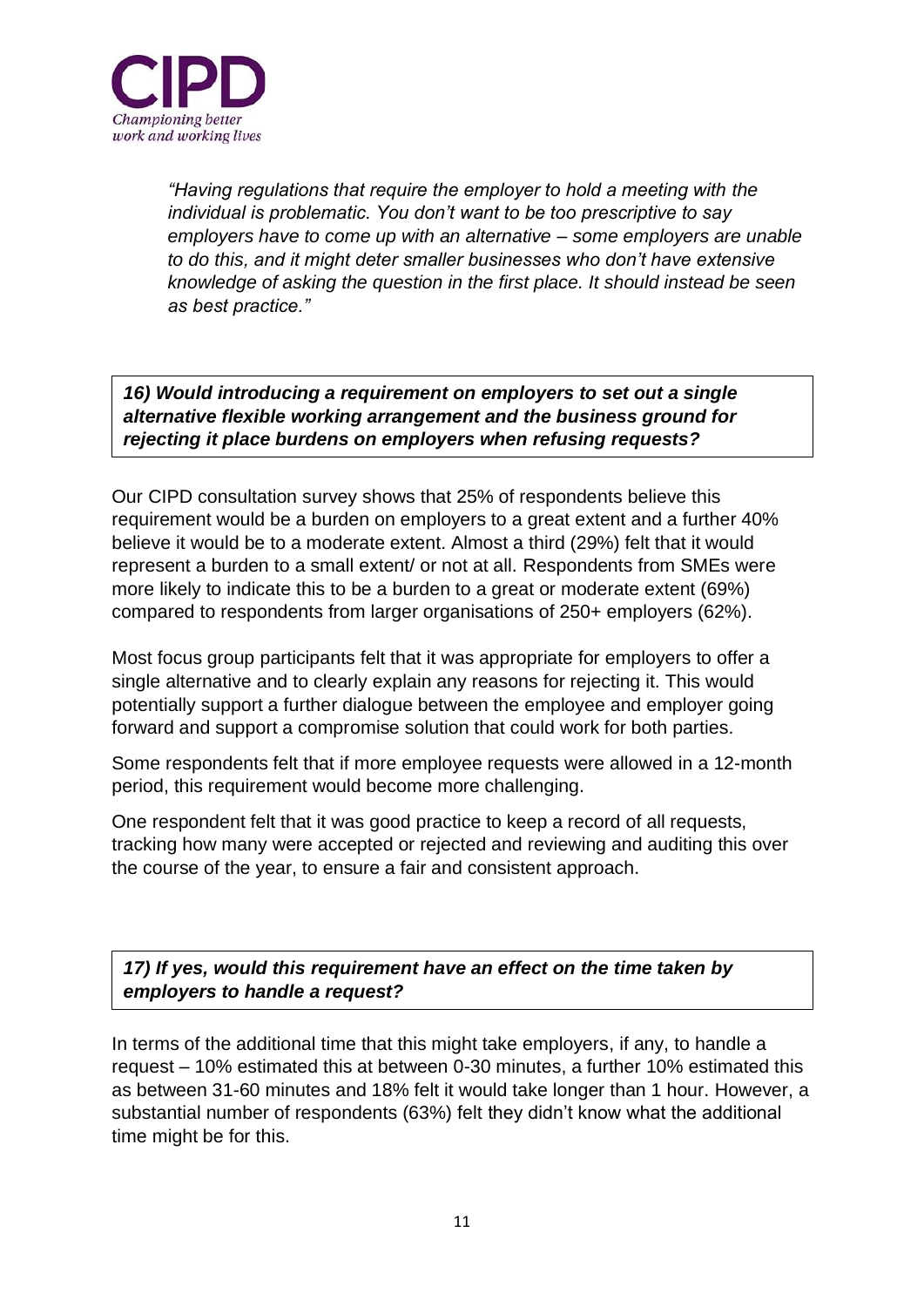*"Having regulations that require the employer to hold a meeting with the individual is problematic. You don't want to be too prescriptive to say employers have to come up with an alternative – some employers are unable to do this, and it might deter smaller businesses who don't have extensive knowledge of asking the question in the first place. It should instead be seen as best practice."*

**_16) Would introducing a requirement on employers to set out a single alternative flexible working arrangement and the business ground for rejecting it place burdens on employers when refusing requests?_**

Our CIPD consultation survey shows that 25% of respondents believe this requirement would be a burden on employers to a great extent and a further 40% believe it would be to a moderate extent. Almost a third (29%) felt that it would represent a burden to a small extent/ or not at all. Respondents from SMEs were more likely to indicate this to be a burden to a great or moderate extent (69%) compared to respondents from larger organisations of 250+ employers (62%).

Most focus group participants felt that it was appropriate for employers to offer a single alternative and to clearly explain any reasons for rejecting it. This would potentially support a further dialogue between the employee and employer going forward and support a compromise solution that could work for both parties.

Some respondents felt that if more employee requests were allowed in a 12-month period, this requirement would become more challenging.

One respondent felt that it was good practice to keep a record of all requests, tracking how many were accepted or rejected and reviewing and auditing this over the course of the year, to ensure a fair and consistent approach.

**_17) If yes, would this requirement have an effect on the time taken by employers to handle a request?_**

In terms of the additional time that this might take employers, if any, to handle a request – 10% estimated this at between 0-30 minutes, a further 10% estimated this as between 31-60 minutes and 18% felt it would take longer than 1 hour. However, a substantial number of respondents (63%) felt they didn't know what the additional time might be for this.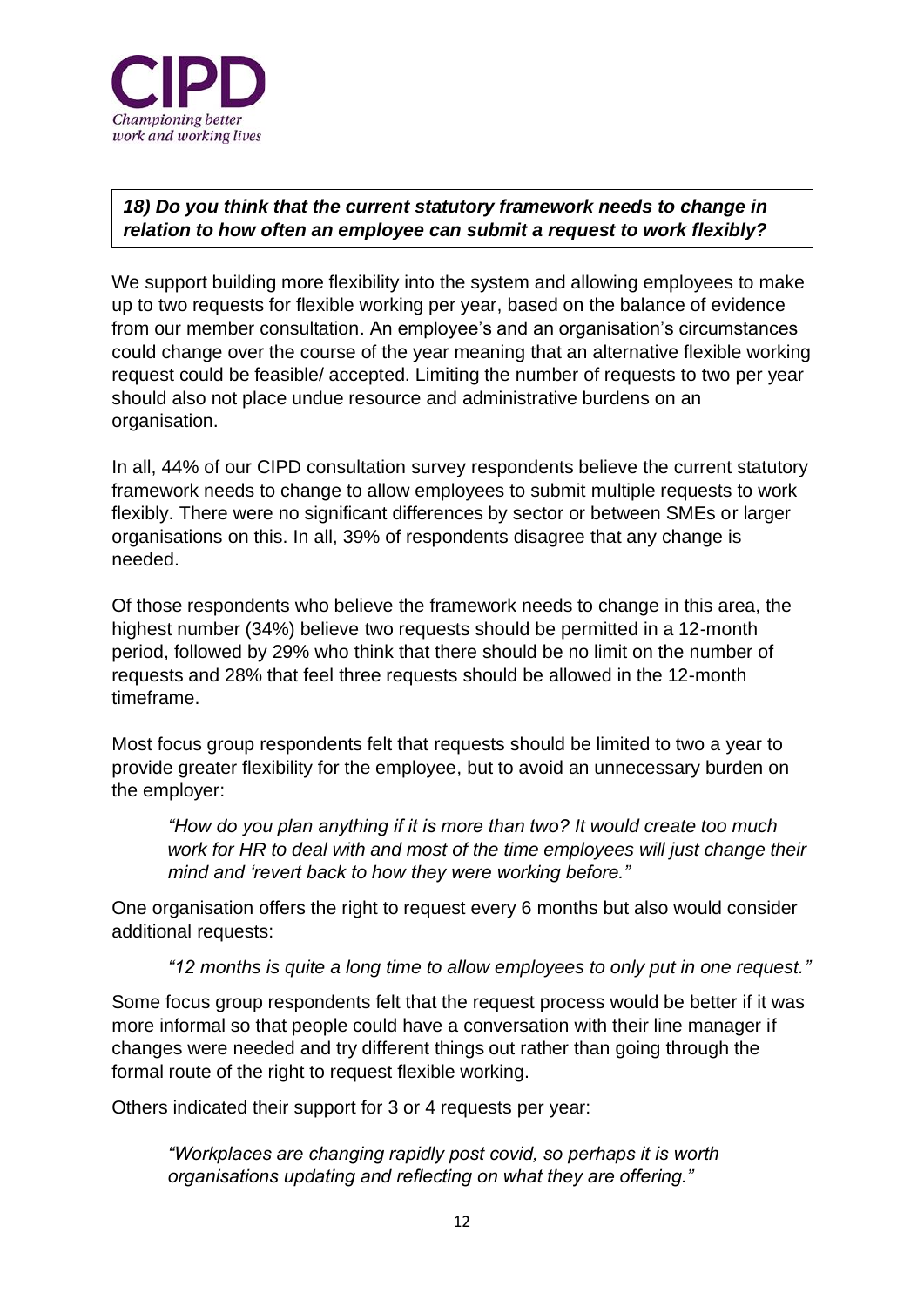***18) Do you think that the current statutory framework needs to change in relation to how often an employee can submit a request to work flexibly?***

We support building more flexibility into the system and allowing employees to make up to two requests for flexible working per year, based on the balance of evidence from our member consultation. An employee's and an organisation's circumstances could change over the course of the year meaning that an alternative flexible working request could be feasible/ accepted. Limiting the number of requests to two per year should also not place undue resource and administrative burdens on an organisation.

In all, 44% of our CIPD consultation survey respondents believe the current statutory framework needs to change to allow employees to submit multiple requests to work flexibly. There were no significant differences by sector or between SMEs or larger organisations on this. In all, 39% of respondents disagree that any change is needed.

Of those respondents who believe the framework needs to change in this area, the highest number (34%) believe two requests should be permitted in a 12-month period, followed by 29% who think that there should be no limit on the number of requests and 28% that feel three requests should be allowed in the 12-month timeframe.

Most focus group respondents felt that requests should be limited to two a year to provide greater flexibility for the employee, but to avoid an unnecessary burden on the employer:

> *"How do you plan anything if it is more than two? It would create too much work for HR to deal with and most of the time employees will just change their mind and 'revert back to how they were working before."*

One organisation offers the right to request every 6 months but also would consider additional requests:

> *"12 months is quite a long time to allow employees to only put in one request."*

Some focus group respondents felt that the request process would be better if it was more informal so that people could have a conversation with their line manager if changes were needed and try different things out rather than going through the formal route of the right to request flexible working.

Others indicated their support for 3 or 4 requests per year:

> *"Workplaces are changing rapidly post covid, so perhaps it is worth organisations updating and reflecting on what they are offering."*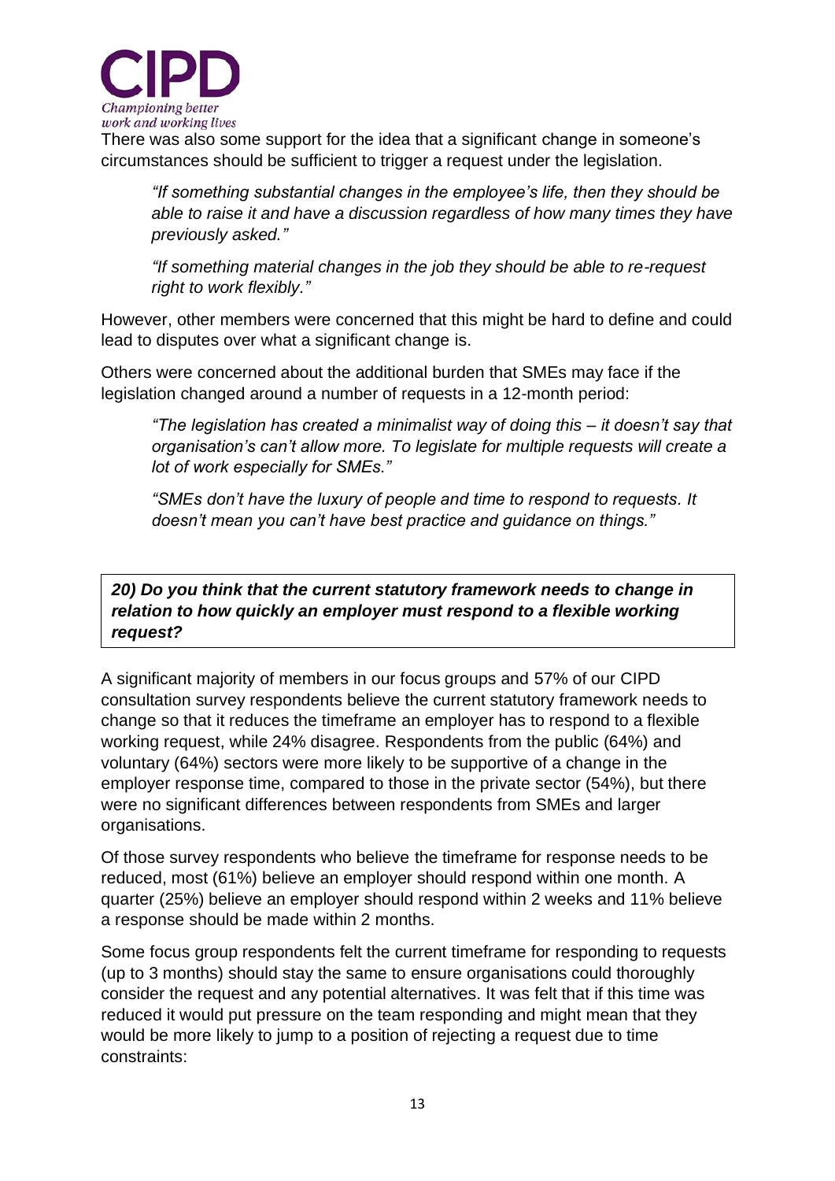There was also some support for the idea that a significant change in someone's circumstances should be sufficient to trigger a request under the legislation.

> *"If something substantial changes in the employee's life, then they should be able to raise it and have a discussion regardless of how many times they have previously asked."*

> *"If something material changes in the job they should be able to re-request right to work flexibly."*

However, other members were concerned that this might be hard to define and could lead to disputes over what a significant change is.

Others were concerned about the additional burden that SMEs may face if the legislation changed around a number of requests in a 12-month period:

> *"The legislation has created a minimalist way of doing this – it doesn't say that organisation's can't allow more. To legislate for multiple requests will create a lot of work especially for SMEs."*

> *"SMEs don't have the luxury of people and time to respond to requests. It doesn't mean you can't have best practice and guidance on things."*

***20) Do you think that the current statutory framework needs to change in relation to how quickly an employer must respond to a flexible working request?***

A significant majority of members in our focus groups and 57% of our CIPD consultation survey respondents believe the current statutory framework needs to change so that it reduces the timeframe an employer has to respond to a flexible working request, while 24% disagree. Respondents from the public (64%) and voluntary (64%) sectors were more likely to be supportive of a change in the employer response time, compared to those in the private sector (54%), but there were no significant differences between respondents from SMEs and larger organisations.

Of those survey respondents who believe the timeframe for response needs to be reduced, most (61%) believe an employer should respond within one month. A quarter (25%) believe an employer should respond within 2 weeks and 11% believe a response should be made within 2 months.

Some focus group respondents felt the current timeframe for responding to requests (up to 3 months) should stay the same to ensure organisations could thoroughly consider the request and any potential alternatives. It was felt that if this time was reduced it would put pressure on the team responding and might mean that they would be more likely to jump to a position of rejecting a request due to time constraints: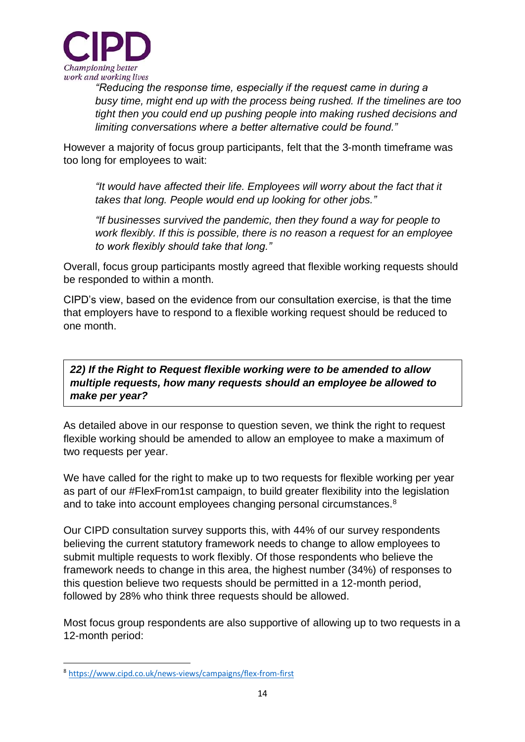> *"Reducing the response time, especially if the request came in during a busy time, might end up with the process being rushed. If the timelines are too tight then you could end up pushing people into making rushed decisions and limiting conversations where a better alternative could be found."*

However a majority of focus group participants, felt that the 3-month timeframe was too long for employees to wait:

> *"It would have affected their life. Employees will worry about the fact that it takes that long. People would end up looking for other jobs."*
>
> *"If businesses survived the pandemic, then they found a way for people to work flexibly. If this is possible, there is no reason a request for an employee to work flexibly should take that long."*

Overall, focus group participants mostly agreed that flexible working requests should be responded to within a month.

CIPD's view, based on the evidence from our consultation exercise, is that the time that employers have to respond to a flexible working request should be reduced to one month.

***22) If the Right to Request flexible working were to be amended to allow multiple requests, how many requests should an employee be allowed to make per year?***

As detailed above in our response to question seven, we think the right to request flexible working should be amended to allow an employee to make a maximum of two requests per year.

We have called for the right to make up to two requests for flexible working per year as part of our #FlexFrom1st campaign, to build greater flexibility into the legislation and to take into account employees changing personal circumstances.[8]

Our CIPD consultation survey supports this, with 44% of our survey respondents believing the current statutory framework needs to change to allow employees to submit multiple requests to work flexibly. Of those respondents who believe the framework needs to change in this area, the highest number (34%) of responses to this question believe two requests should be permitted in a 12-month period, followed by 28% who think three requests should be allowed.

Most focus group respondents are also supportive of allowing up to two requests in a 12-month period:

---

[8] https://www.cipd.co.uk/news-views/campaigns/flex-from-first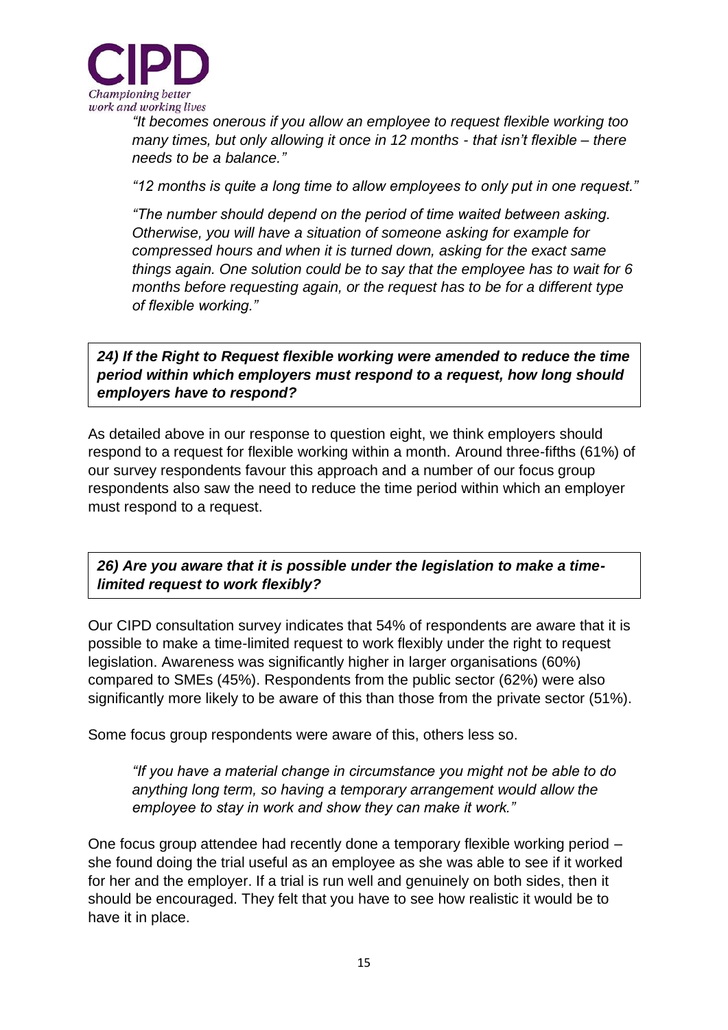*"It becomes onerous if you allow an employee to request flexible working too many times, but only allowing it once in 12 months - that isn't flexible – there needs to be a balance."*

*"12 months is quite a long time to allow employees to only put in one request."*

*"The number should depend on the period of time waited between asking. Otherwise, you will have a situation of someone asking for example for compressed hours and when it is turned down, asking for the exact same things again. One solution could be to say that the employee has to wait for 6 months before requesting again, or the request has to be for a different type of flexible working."*

***24) If the Right to Request flexible working were amended to reduce the time period within which employers must respond to a request, how long should employers have to respond?***

As detailed above in our response to question eight, we think employers should respond to a request for flexible working within a month. Around three-fifths (61%) of our survey respondents favour this approach and a number of our focus group respondents also saw the need to reduce the time period within which an employer must respond to a request.

***26) Are you aware that it is possible under the legislation to make a time-limited request to work flexibly?***

Our CIPD consultation survey indicates that 54% of respondents are aware that it is possible to make a time-limited request to work flexibly under the right to request legislation. Awareness was significantly higher in larger organisations (60%) compared to SMEs (45%). Respondents from the public sector (62%) were also significantly more likely to be aware of this than those from the private sector (51%).

Some focus group respondents were aware of this, others less so.

*"If you have a material change in circumstance you might not be able to do anything long term, so having a temporary arrangement would allow the employee to stay in work and show they can make it work."*

One focus group attendee had recently done a temporary flexible working period – she found doing the trial useful as an employee as she was able to see if it worked for her and the employer. If a trial is run well and genuinely on both sides, then it should be encouraged. They felt that you have to see how realistic it would be to have it in place.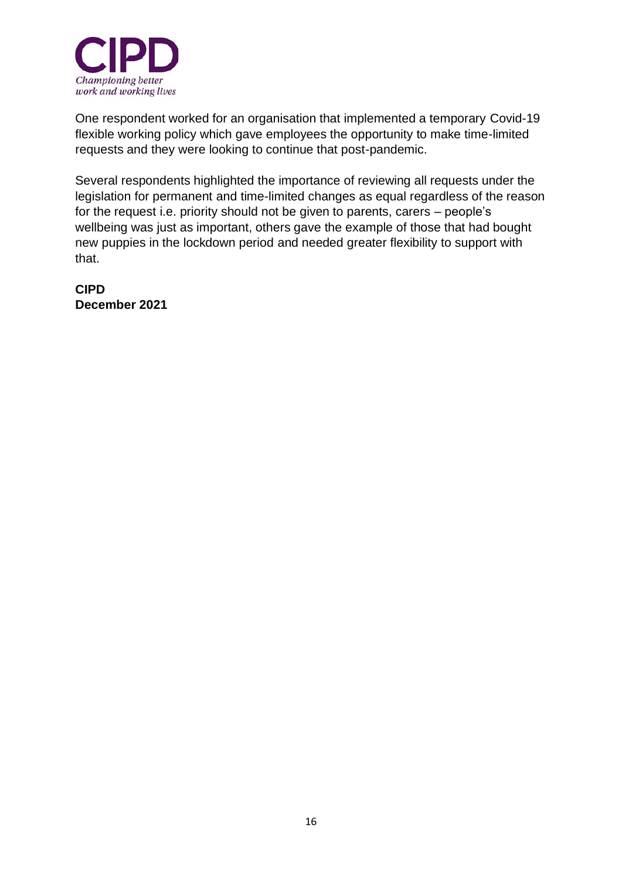One respondent worked for an organisation that implemented a temporary Covid-19 flexible working policy which gave employees the opportunity to make time-limited requests and they were looking to continue that post-pandemic.

Several respondents highlighted the importance of reviewing all requests under the legislation for permanent and time-limited changes as equal regardless of the reason for the request i.e. priority should not be given to parents, carers – people's wellbeing was just as important, others gave the example of those that had bought new puppies in the lockdown period and needed greater flexibility to support with that.

**CIPD**
**December 2021**